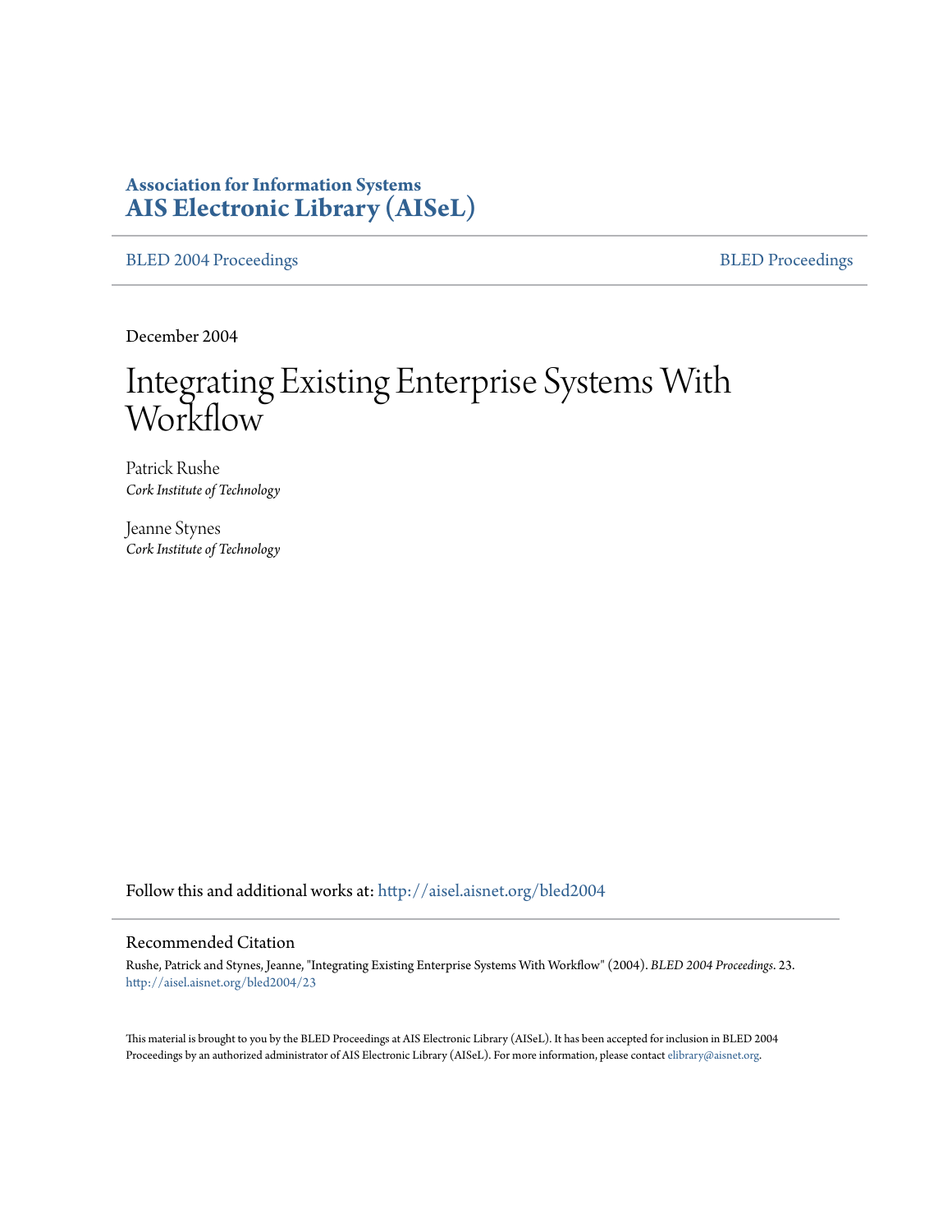**Association for Information Systems**
**AIS Electronic Library (AISeL)**

BLED 2004 Proceedings | BLED Proceedings

December 2004

# Integrating Existing Enterprise Systems With Workflow

Patrick Rushe
*Cork Institute of Technology*

Jeanne Stynes
*Cork Institute of Technology*

Follow this and additional works at: http://aisel.aisnet.org/bled2004

## Recommended Citation

Rushe, Patrick and Stynes, Jeanne, "Integrating Existing Enterprise Systems With Workflow" (2004). *BLED 2004 Proceedings*. 23.
http://aisel.aisnet.org/bled2004/23

This material is brought to you by the BLED Proceedings at AIS Electronic Library (AISeL). It has been accepted for inclusion in BLED 2004 Proceedings by an authorized administrator of AIS Electronic Library (AISeL). For more information, please contact elibrary@aisnet.org.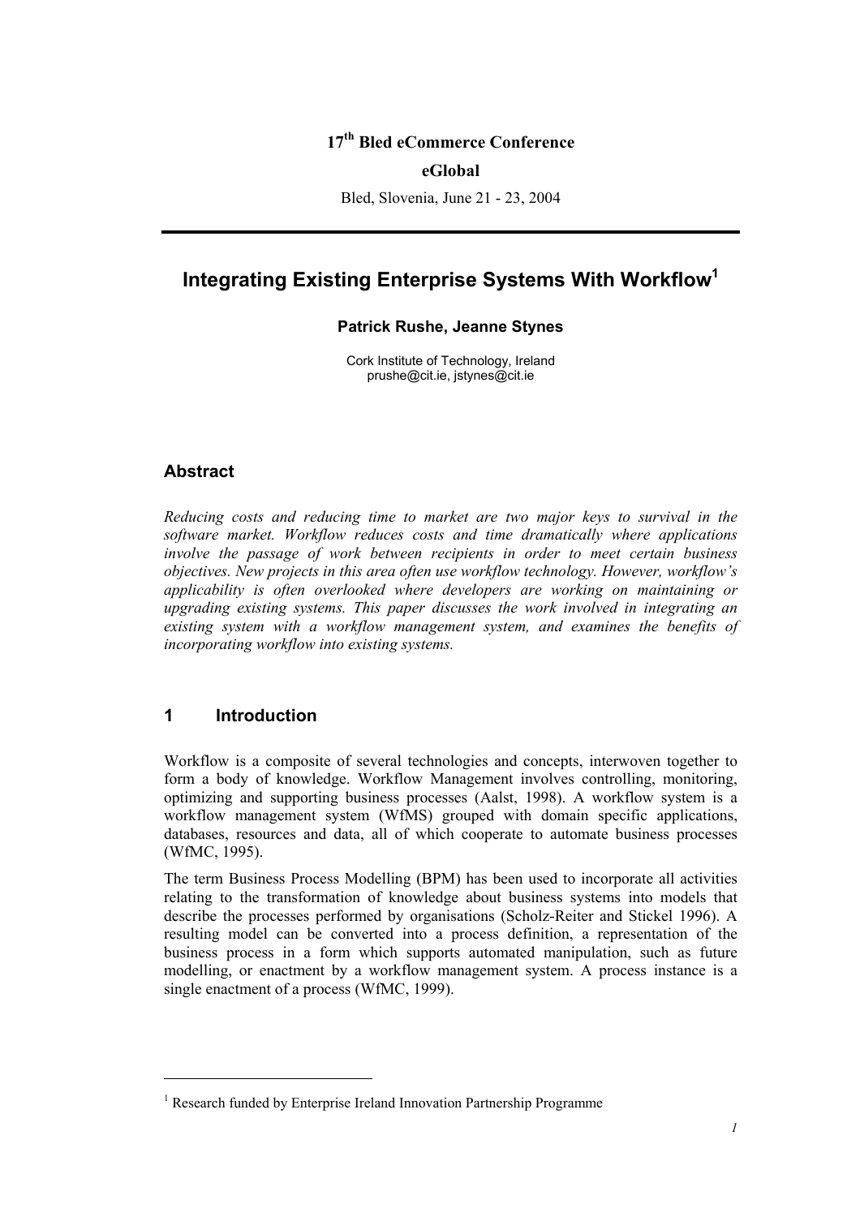**17th Bled eCommerce Conference**

**eGlobal**

Bled, Slovenia, June 21 - 23, 2004

---

# Integrating Existing Enterprise Systems With Workflow[1]

**Patrick Rushe, Jeanne Stynes**

Cork Institute of Technology, Ireland
prushe@cit.ie, jstynes@cit.ie

## Abstract

*Reducing costs and reducing time to market are two major keys to survival in the software market. Workflow reduces costs and time dramatically where applications involve the passage of work between recipients in order to meet certain business objectives. New projects in this area often use workflow technology. However, workflow's applicability is often overlooked where developers are working on maintaining or upgrading existing systems. This paper discusses the work involved in integrating an existing system with a workflow management system, and examines the benefits of incorporating workflow into existing systems.*

## 1 Introduction

Workflow is a composite of several technologies and concepts, interwoven together to form a body of knowledge. Workflow Management involves controlling, monitoring, optimizing and supporting business processes (Aalst, 1998). A workflow system is a workflow management system (WfMS) grouped with domain specific applications, databases, resources and data, all of which cooperate to automate business processes (WfMC, 1995).

The term Business Process Modelling (BPM) has been used to incorporate all activities relating to the transformation of knowledge about business systems into models that describe the processes performed by organisations (Scholz-Reiter and Stickel 1996). A resulting model can be converted into a process definition, a representation of the business process in a form which supports automated manipulation, such as future modelling, or enactment by a workflow management system. A process instance is a single enactment of a process (WfMC, 1999).

---

[1] Research funded by Enterprise Ireland Innovation Partnership Programme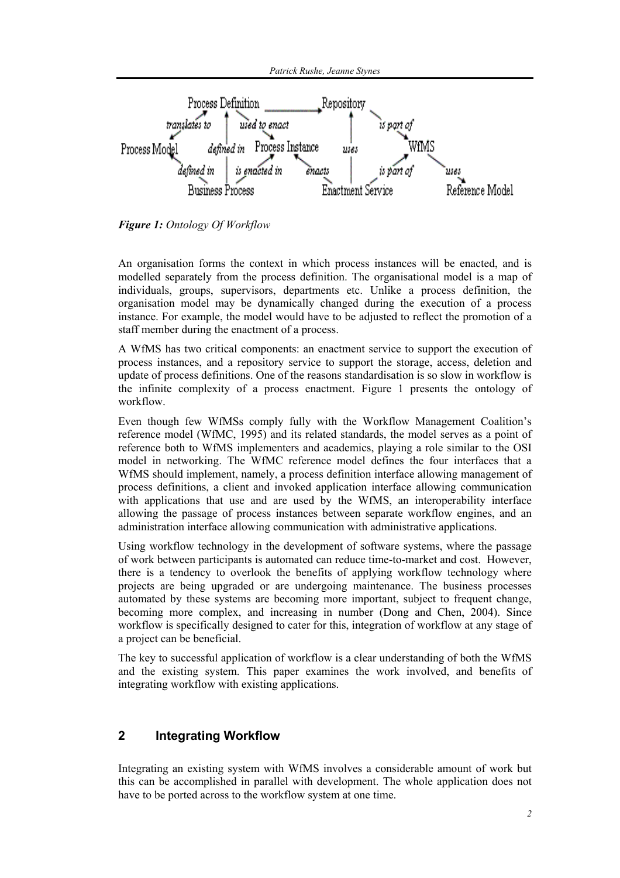*Figure 1:* *Ontology Of Workflow*

An organisation forms the context in which process instances will be enacted, and is modelled separately from the process definition. The organisational model is a map of individuals, groups, supervisors, departments etc. Unlike a process definition, the organisation model may be dynamically changed during the execution of a process instance. For example, the model would have to be adjusted to reflect the promotion of a staff member during the enactment of a process.

A WfMS has two critical components: an enactment service to support the execution of process instances, and a repository service to support the storage, access, deletion and update of process definitions. One of the reasons standardisation is so slow in workflow is the infinite complexity of a process enactment. Figure 1 presents the ontology of workflow.

Even though few WfMSs comply fully with the Workflow Management Coalition's reference model (WfMC, 1995) and its related standards, the model serves as a point of reference both to WfMS implementers and academics, playing a role similar to the OSI model in networking. The WfMC reference model defines the four interfaces that a WfMS should implement, namely, a process definition interface allowing management of process definitions, a client and invoked application interface allowing communication with applications that use and are used by the WfMS, an interoperability interface allowing the passage of process instances between separate workflow engines, and an administration interface allowing communication with administrative applications.

Using workflow technology in the development of software systems, where the passage of work between participants is automated can reduce time-to-market and cost. However, there is a tendency to overlook the benefits of applying workflow technology where projects are being upgraded or are undergoing maintenance. The business processes automated by these systems are becoming more important, subject to frequent change, becoming more complex, and increasing in number (Dong and Chen, 2004). Since workflow is specifically designed to cater for this, integration of workflow at any stage of a project can be beneficial.

The key to successful application of workflow is a clear understanding of both the WfMS and the existing system. This paper examines the work involved, and benefits of integrating workflow with existing applications.

## 2 Integrating Workflow

Integrating an existing system with WfMS involves a considerable amount of work but this can be accomplished in parallel with development. The whole application does not have to be ported across to the workflow system at one time.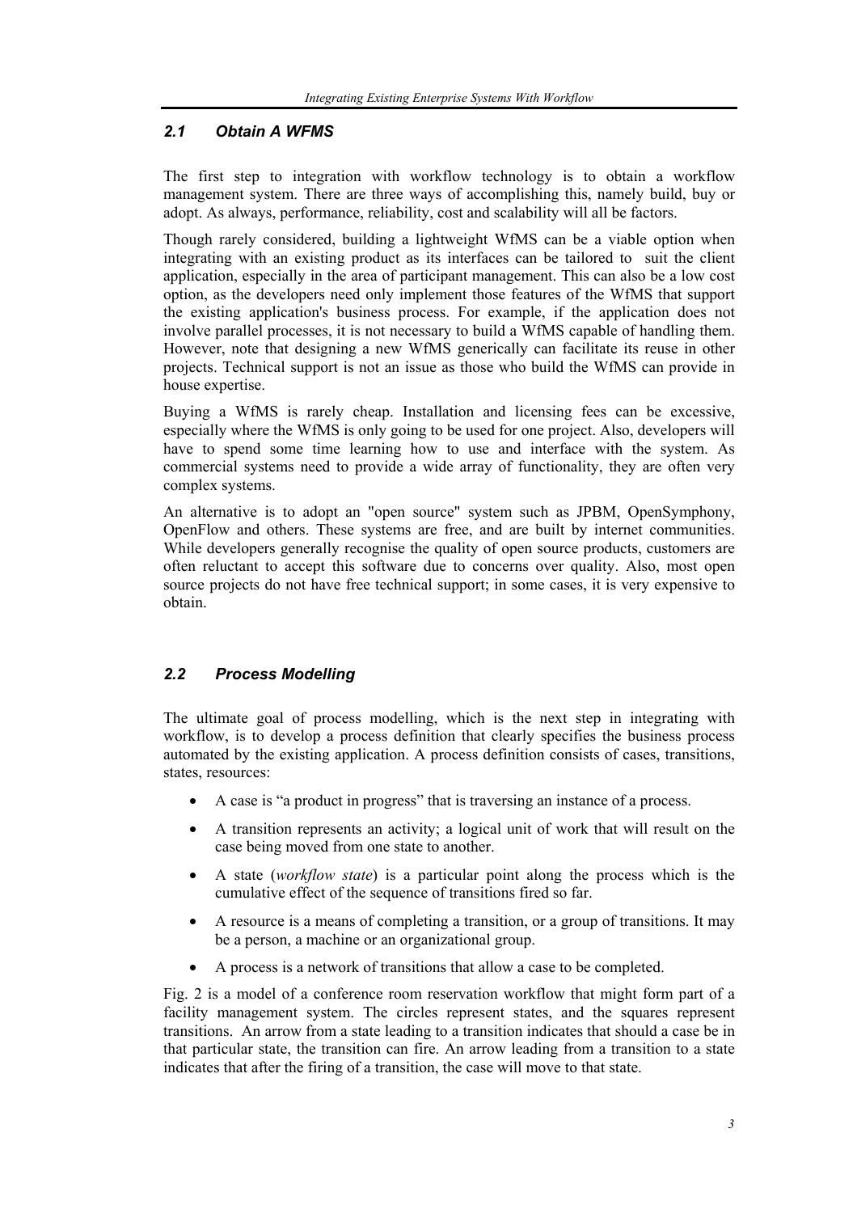### *2.1 Obtain A WFMS*

The first step to integration with workflow technology is to obtain a workflow management system. There are three ways of accomplishing this, namely build, buy or adopt. As always, performance, reliability, cost and scalability will all be factors.

Though rarely considered, building a lightweight WfMS can be a viable option when integrating with an existing product as its interfaces can be tailored to suit the client application, especially in the area of participant management. This can also be a low cost option, as the developers need only implement those features of the WfMS that support the existing application's business process. For example, if the application does not involve parallel processes, it is not necessary to build a WfMS capable of handling them. However, note that designing a new WfMS generically can facilitate its reuse in other projects. Technical support is not an issue as those who build the WfMS can provide in house expertise.

Buying a WfMS is rarely cheap. Installation and licensing fees can be excessive, especially where the WfMS is only going to be used for one project. Also, developers will have to spend some time learning how to use and interface with the system. As commercial systems need to provide a wide array of functionality, they are often very complex systems.

An alternative is to adopt an "open source" system such as JPBM, OpenSymphony, OpenFlow and others. These systems are free, and are built by internet communities. While developers generally recognise the quality of open source products, customers are often reluctant to accept this software due to concerns over quality. Also, most open source projects do not have free technical support; in some cases, it is very expensive to obtain.

### *2.2 Process Modelling*

The ultimate goal of process modelling, which is the next step in integrating with workflow, is to develop a process definition that clearly specifies the business process automated by the existing application. A process definition consists of cases, transitions, states, resources:

- A case is "a product in progress" that is traversing an instance of a process.
- A transition represents an activity; a logical unit of work that will result on the case being moved from one state to another.
- A state (*workflow state*) is a particular point along the process which is the cumulative effect of the sequence of transitions fired so far.
- A resource is a means of completing a transition, or a group of transitions. It may be a person, a machine or an organizational group.
- A process is a network of transitions that allow a case to be completed.

Fig. 2 is a model of a conference room reservation workflow that might form part of a facility management system. The circles represent states, and the squares represent transitions. An arrow from a state leading to a transition indicates that should a case be in that particular state, the transition can fire. An arrow leading from a transition to a state indicates that after the firing of a transition, the case will move to that state.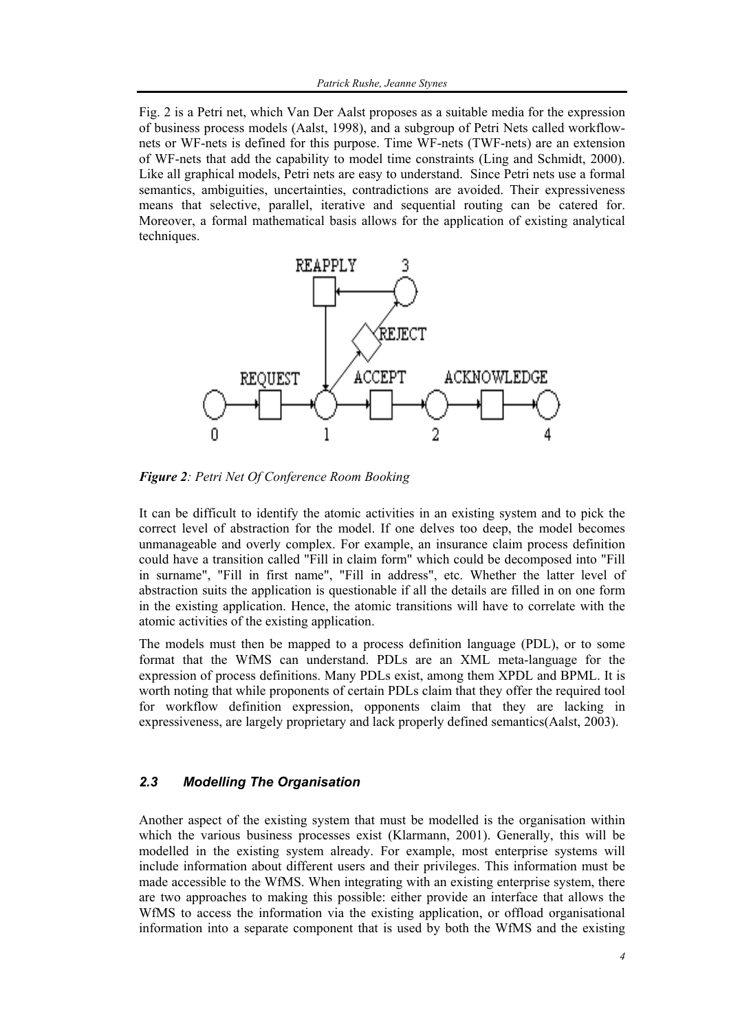Fig. 2 is a Petri net, which Van Der Aalst proposes as a suitable media for the expression of business process models (Aalst, 1998), and a subgroup of Petri Nets called workflow-nets or WF-nets is defined for this purpose. Time WF-nets (TWF-nets) are an extension of WF-nets that add the capability to model time constraints (Ling and Schmidt, 2000). Like all graphical models, Petri nets are easy to understand. Since Petri nets use a formal semantics, ambiguities, uncertainties, contradictions are avoided. Their expressiveness means that selective, parallel, iterative and sequential routing can be catered for. Moreover, a formal mathematical basis allows for the application of existing analytical techniques.

***Figure 2**: Petri Net Of Conference Room Booking*

It can be difficult to identify the atomic activities in an existing system and to pick the correct level of abstraction for the model. If one delves too deep, the model becomes unmanageable and overly complex. For example, an insurance claim process definition could have a transition called "Fill in claim form" which could be decomposed into "Fill in surname", "Fill in first name", "Fill in address", etc. Whether the latter level of abstraction suits the application is questionable if all the details are filled in on one form in the existing application. Hence, the atomic transitions will have to correlate with the atomic activities of the existing application.

The models must then be mapped to a process definition language (PDL), or to some format that the WfMS can understand. PDLs are an XML meta-language for the expression of process definitions. Many PDLs exist, among them XPDL and BPML. It is worth noting that while proponents of certain PDLs claim that they offer the required tool for workflow definition expression, opponents claim that they are lacking in expressiveness, are largely proprietary and lack properly defined semantics(Aalst, 2003).

### 2.3 Modelling The Organisation

Another aspect of the existing system that must be modelled is the organisation within which the various business processes exist (Klarmann, 2001). Generally, this will be modelled in the existing system already. For example, most enterprise systems will include information about different users and their privileges. This information must be made accessible to the WfMS. When integrating with an existing enterprise system, there are two approaches to making this possible: either provide an interface that allows the WfMS to access the information via the existing application, or offload organisational information into a separate component that is used by both the WfMS and the existing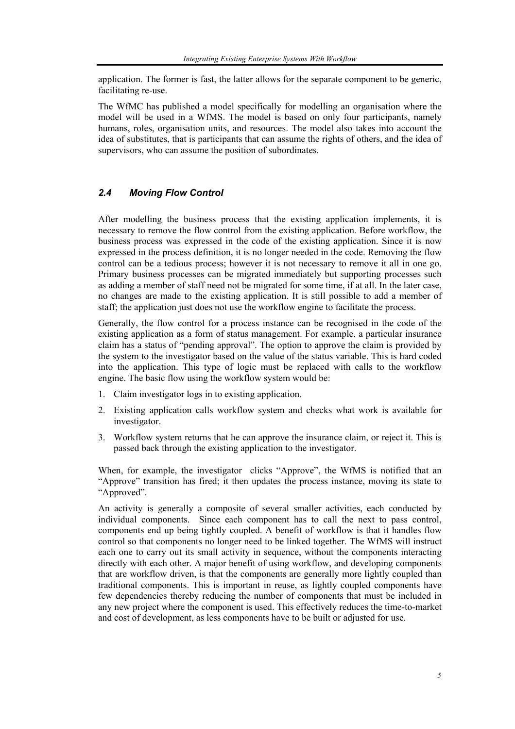application. The former is fast, the latter allows for the separate component to be generic, facilitating re-use.

The WfMC has published a model specifically for modelling an organisation where the model will be used in a WfMS. The model is based on only four participants, namely humans, roles, organisation units, and resources. The model also takes into account the idea of substitutes, that is participants that can assume the rights of others, and the idea of supervisors, who can assume the position of subordinates.

### *2.4 Moving Flow Control*

After modelling the business process that the existing application implements, it is necessary to remove the flow control from the existing application. Before workflow, the business process was expressed in the code of the existing application. Since it is now expressed in the process definition, it is no longer needed in the code. Removing the flow control can be a tedious process; however it is not necessary to remove it all in one go. Primary business processes can be migrated immediately but supporting processes such as adding a member of staff need not be migrated for some time, if at all. In the later case, no changes are made to the existing application. It is still possible to add a member of staff; the application just does not use the workflow engine to facilitate the process.

Generally, the flow control for a process instance can be recognised in the code of the existing application as a form of status management. For example, a particular insurance claim has a status of "pending approval". The option to approve the claim is provided by the system to the investigator based on the value of the status variable. This is hard coded into the application. This type of logic must be replaced with calls to the workflow engine. The basic flow using the workflow system would be:

1. Claim investigator logs in to existing application.
2. Existing application calls workflow system and checks what work is available for investigator.
3. Workflow system returns that he can approve the insurance claim, or reject it. This is passed back through the existing application to the investigator.

When, for example, the investigator clicks "Approve", the WfMS is notified that an "Approve" transition has fired; it then updates the process instance, moving its state to "Approved".

An activity is generally a composite of several smaller activities, each conducted by individual components. Since each component has to call the next to pass control, components end up being tightly coupled. A benefit of workflow is that it handles flow control so that components no longer need to be linked together. The WfMS will instruct each one to carry out its small activity in sequence, without the components interacting directly with each other. A major benefit of using workflow, and developing components that are workflow driven, is that the components are generally more lightly coupled than traditional components. This is important in reuse, as lightly coupled components have few dependencies thereby reducing the number of components that must be included in any new project where the component is used. This effectively reduces the time-to-market and cost of development, as less components have to be built or adjusted for use.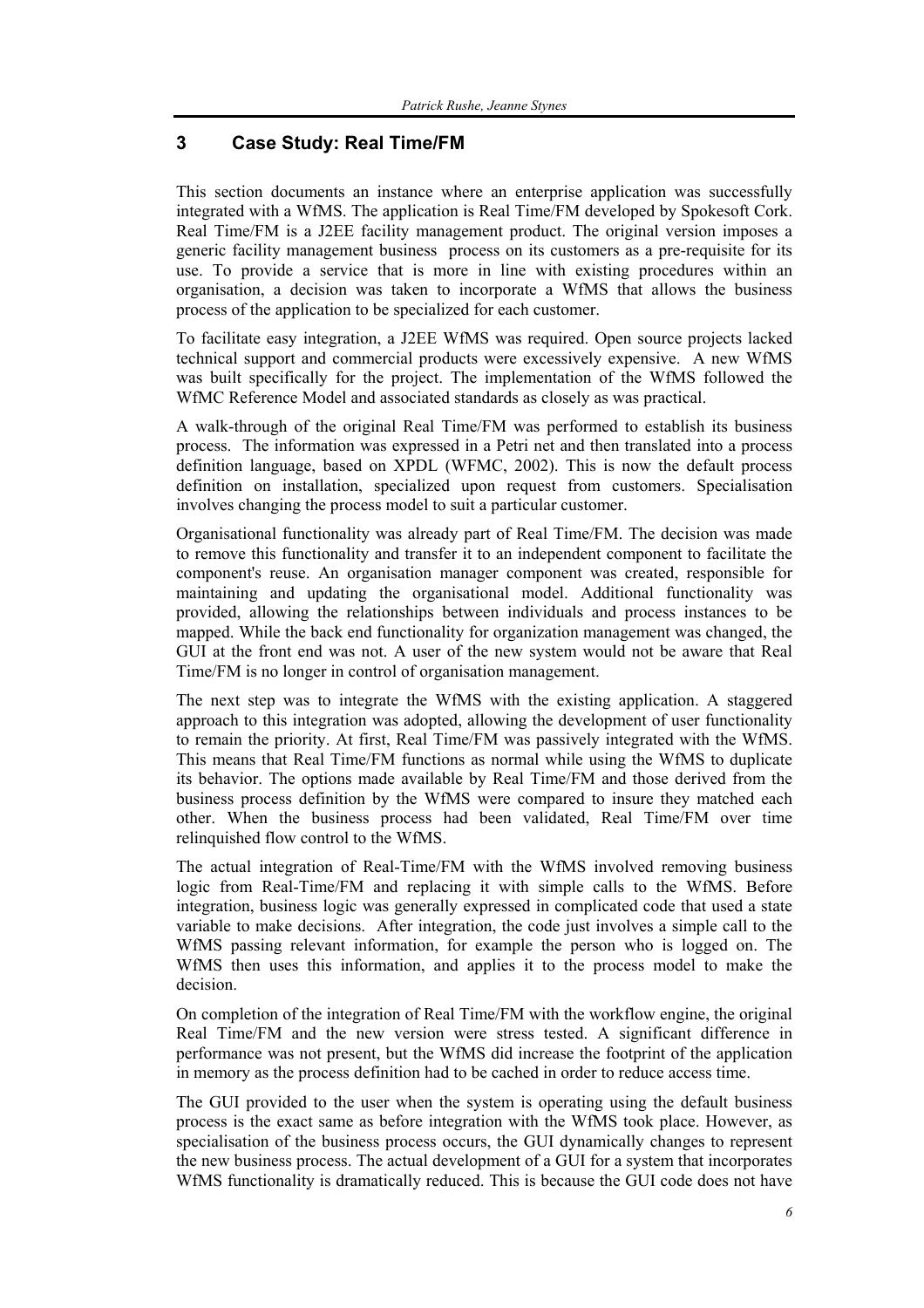## 3 Case Study: Real Time/FM

This section documents an instance where an enterprise application was successfully integrated with a WfMS. The application is Real Time/FM developed by Spokesoft Cork. Real Time/FM is a J2EE facility management product. The original version imposes a generic facility management business process on its customers as a pre-requisite for its use. To provide a service that is more in line with existing procedures within an organisation, a decision was taken to incorporate a WfMS that allows the business process of the application to be specialized for each customer.

To facilitate easy integration, a J2EE WfMS was required. Open source projects lacked technical support and commercial products were excessively expensive. A new WfMS was built specifically for the project. The implementation of the WfMS followed the WfMC Reference Model and associated standards as closely as was practical.

A walk-through of the original Real Time/FM was performed to establish its business process. The information was expressed in a Petri net and then translated into a process definition language, based on XPDL (WFMC, 2002). This is now the default process definition on installation, specialized upon request from customers. Specialisation involves changing the process model to suit a particular customer.

Organisational functionality was already part of Real Time/FM. The decision was made to remove this functionality and transfer it to an independent component to facilitate the component's reuse. An organisation manager component was created, responsible for maintaining and updating the organisational model. Additional functionality was provided, allowing the relationships between individuals and process instances to be mapped. While the back end functionality for organization management was changed, the GUI at the front end was not. A user of the new system would not be aware that Real Time/FM is no longer in control of organisation management.

The next step was to integrate the WfMS with the existing application. A staggered approach to this integration was adopted, allowing the development of user functionality to remain the priority. At first, Real Time/FM was passively integrated with the WfMS. This means that Real Time/FM functions as normal while using the WfMS to duplicate its behavior. The options made available by Real Time/FM and those derived from the business process definition by the WfMS were compared to insure they matched each other. When the business process had been validated, Real Time/FM over time relinquished flow control to the WfMS.

The actual integration of Real-Time/FM with the WfMS involved removing business logic from Real-Time/FM and replacing it with simple calls to the WfMS. Before integration, business logic was generally expressed in complicated code that used a state variable to make decisions. After integration, the code just involves a simple call to the WfMS passing relevant information, for example the person who is logged on. The WfMS then uses this information, and applies it to the process model to make the decision.

On completion of the integration of Real Time/FM with the workflow engine, the original Real Time/FM and the new version were stress tested. A significant difference in performance was not present, but the WfMS did increase the footprint of the application in memory as the process definition had to be cached in order to reduce access time.

The GUI provided to the user when the system is operating using the default business process is the exact same as before integration with the WfMS took place. However, as specialisation of the business process occurs, the GUI dynamically changes to represent the new business process. The actual development of a GUI for a system that incorporates WfMS functionality is dramatically reduced. This is because the GUI code does not have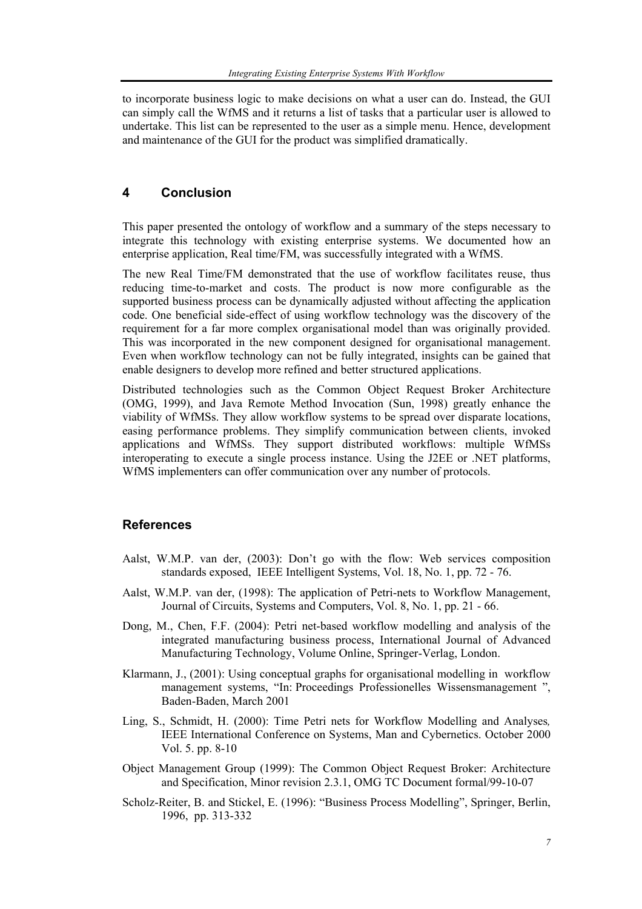to incorporate business logic to make decisions on what a user can do. Instead, the GUI can simply call the WfMS and it returns a list of tasks that a particular user is allowed to undertake. This list can be represented to the user as a simple menu. Hence, development and maintenance of the GUI for the product was simplified dramatically.

## 4 Conclusion

This paper presented the ontology of workflow and a summary of the steps necessary to integrate this technology with existing enterprise systems. We documented how an enterprise application, Real time/FM, was successfully integrated with a WfMS.

The new Real Time/FM demonstrated that the use of workflow facilitates reuse, thus reducing time-to-market and costs. The product is now more configurable as the supported business process can be dynamically adjusted without affecting the application code. One beneficial side-effect of using workflow technology was the discovery of the requirement for a far more complex organisational model than was originally provided. This was incorporated in the new component designed for organisational management. Even when workflow technology can not be fully integrated, insights can be gained that enable designers to develop more refined and better structured applications.

Distributed technologies such as the Common Object Request Broker Architecture (OMG, 1999), and Java Remote Method Invocation (Sun, 1998) greatly enhance the viability of WfMSs. They allow workflow systems to be spread over disparate locations, easing performance problems. They simplify communication between clients, invoked applications and WfMSs. They support distributed workflows: multiple WfMSs interoperating to execute a single process instance. Using the J2EE or .NET platforms, WfMS implementers can offer communication over any number of protocols.

## References

Aalst, W.M.P. van der, (2003): Don't go with the flow: Web services composition standards exposed, IEEE Intelligent Systems, Vol. 18, No. 1, pp. 72 - 76.

Aalst, W.M.P. van der, (1998): The application of Petri-nets to Workflow Management, Journal of Circuits, Systems and Computers, Vol. 8, No. 1, pp. 21 - 66.

Dong, M., Chen, F.F. (2004): Petri net-based workflow modelling and analysis of the integrated manufacturing business process, International Journal of Advanced Manufacturing Technology, Volume Online, Springer-Verlag, London.

Klarmann, J., (2001): Using conceptual graphs for organisational modelling in workflow management systems, "In: Proceedings Professionelles Wissensmanagement ", Baden-Baden, March 2001

Ling, S., Schmidt, H. (2000): Time Petri nets for Workflow Modelling and Analyses, IEEE International Conference on Systems, Man and Cybernetics. October 2000 Vol. 5. pp. 8-10

Object Management Group (1999): The Common Object Request Broker: Architecture and Specification, Minor revision 2.3.1, OMG TC Document formal/99-10-07

Scholz-Reiter, B. and Stickel, E. (1996): "Business Process Modelling", Springer, Berlin, 1996, pp. 313-332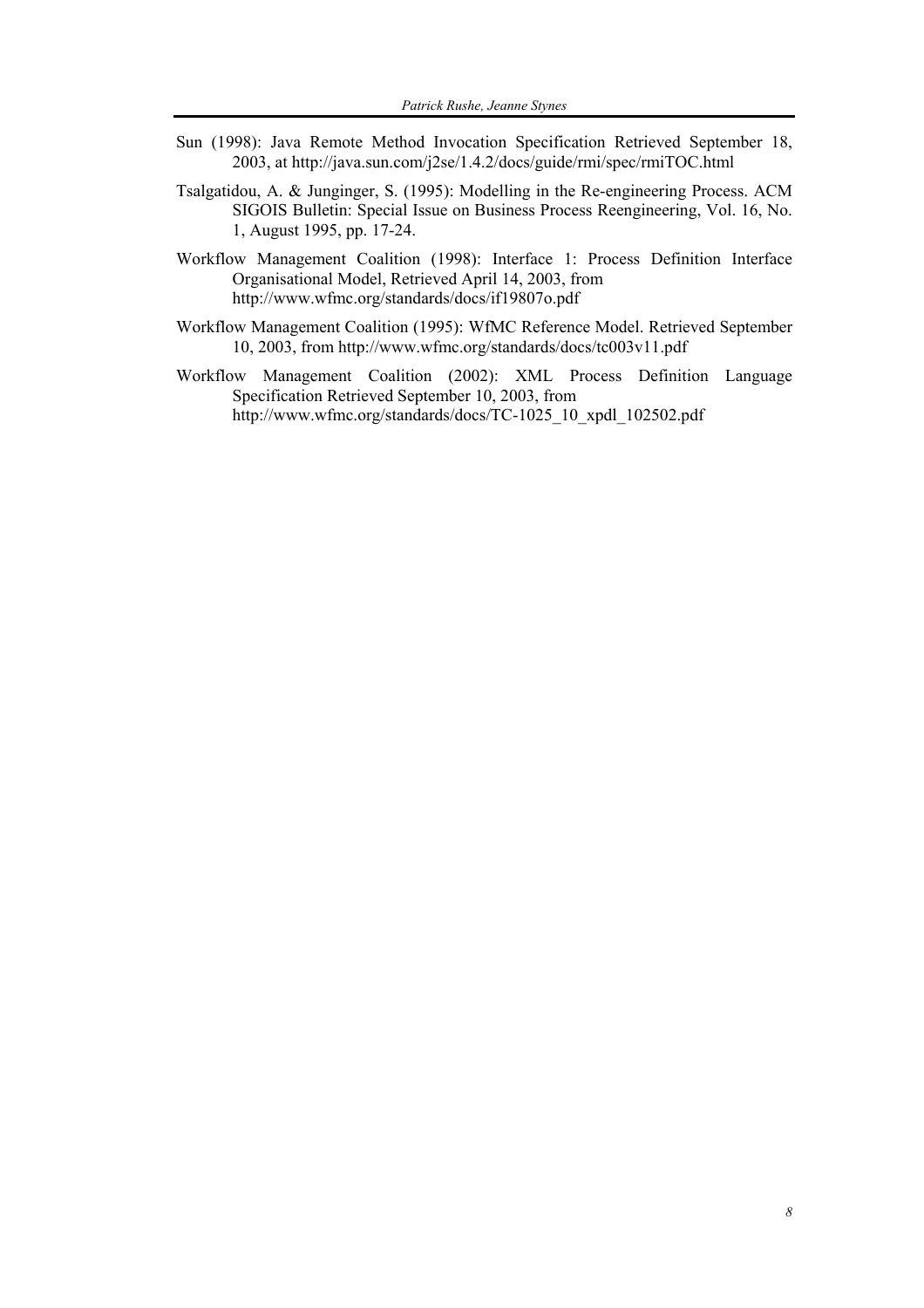Sun (1998): Java Remote Method Invocation Specification Retrieved September 18, 2003, at http://java.sun.com/j2se/1.4.2/docs/guide/rmi/spec/rmiTOC.html

Tsalgatidou, A. & Junginger, S. (1995): Modelling in the Re-engineering Process. ACM SIGOIS Bulletin: Special Issue on Business Process Reengineering, Vol. 16, No. 1, August 1995, pp. 17-24.

Workflow Management Coalition (1998): Interface 1: Process Definition Interface Organisational Model, Retrieved April 14, 2003, from http://www.wfmc.org/standards/docs/if19807o.pdf

Workflow Management Coalition (1995): WfMC Reference Model. Retrieved September 10, 2003, from http://www.wfmc.org/standards/docs/tc003v11.pdf

Workflow Management Coalition (2002): XML Process Definition Language Specification Retrieved September 10, 2003, from http://www.wfmc.org/standards/docs/TC-1025_10_xpdl_102502.pdf